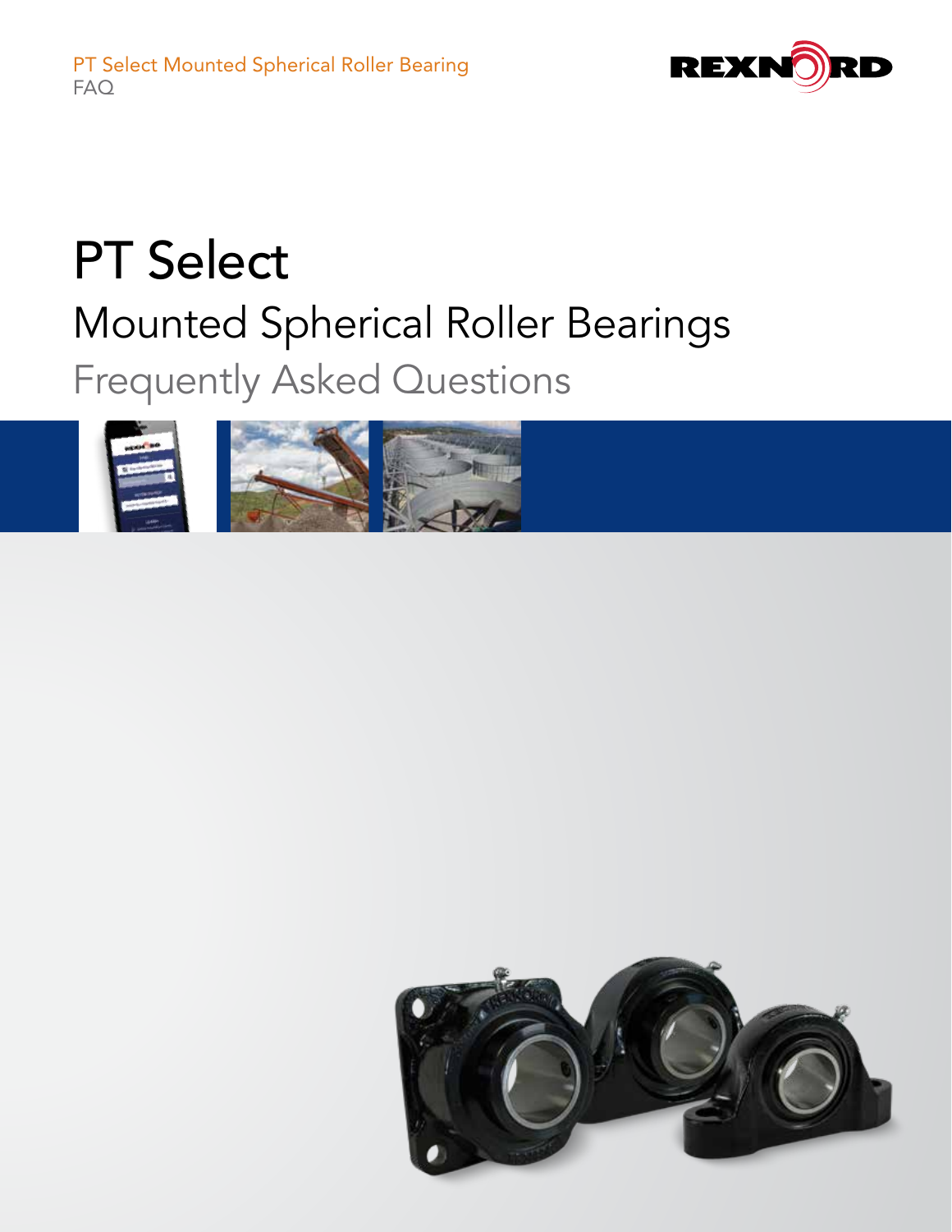PT Select Mounted Spherical Roller Bearing
FAQ

# PT Select

## Mounted Spherical Roller Bearings

### Frequently Asked Questions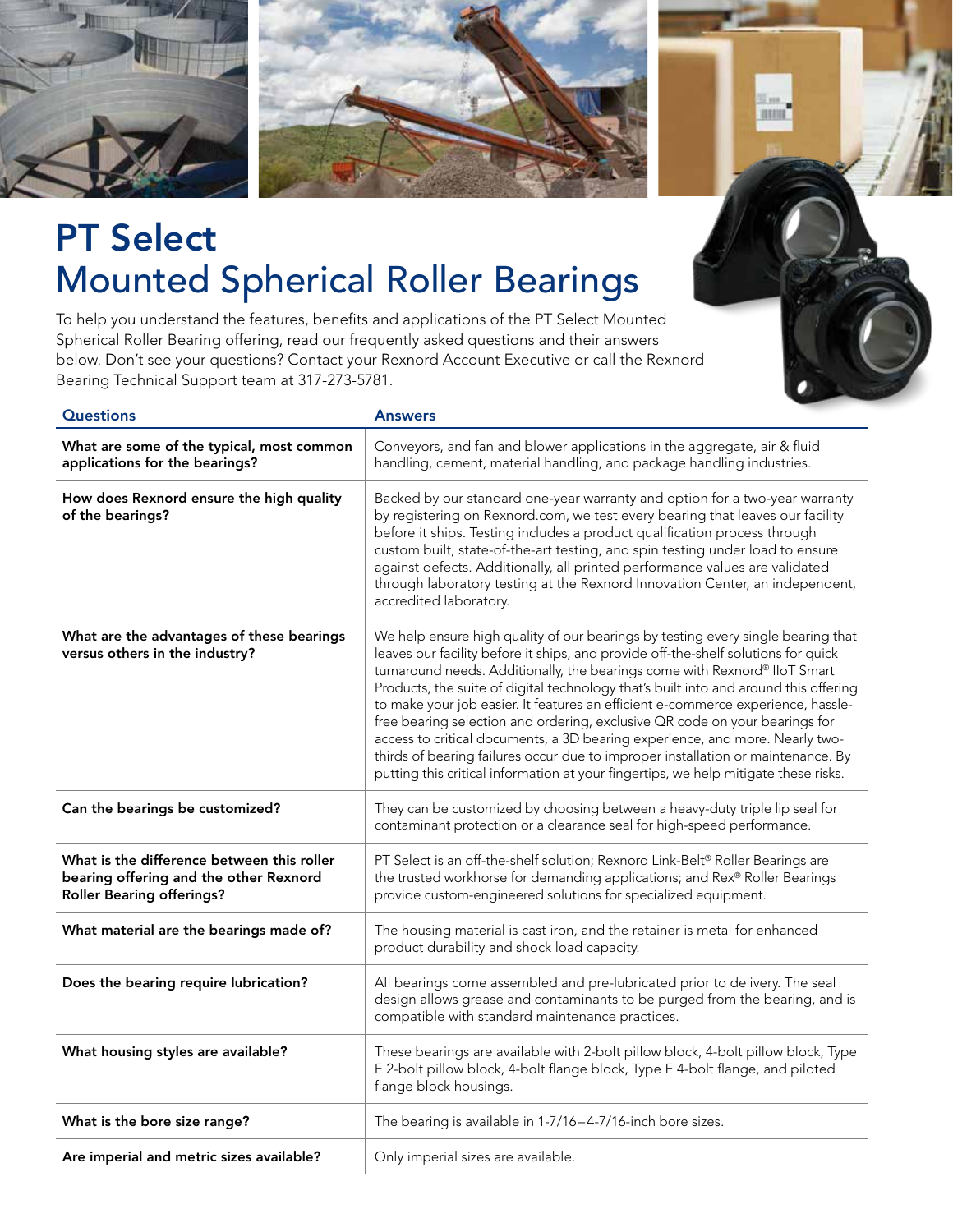# PT Select
## Mounted Spherical Roller Bearings

To help you understand the features, benefits and applications of the PT Select Mounted Spherical Roller Bearing offering, read our frequently asked questions and their answers below. Don't see your questions? Contact your Rexnord Account Executive or call the Rexnord Bearing Technical Support team at 317-273-5781.

| Questions | Answers |
|---|---|
| **What are some of the typical, most common applications for the bearings?** | Conveyors, and fan and blower applications in the aggregate, air & fluid handling, cement, material handling, and package handling industries. |
| **How does Rexnord ensure the high quality of the bearings?** | Backed by our standard one-year warranty and option for a two-year warranty by registering on Rexnord.com, we test every bearing that leaves our facility before it ships. Testing includes a product qualification process through custom built, state-of-the-art testing, and spin testing under load to ensure against defects. Additionally, all printed performance values are validated through laboratory testing at the Rexnord Innovation Center, an independent, accredited laboratory. |
| **What are the advantages of these bearings versus others in the industry?** | We help ensure high quality of our bearings by testing every single bearing that leaves our facility before it ships, and provide off-the-shelf solutions for quick turnaround needs. Additionally, the bearings come with Rexnord® IIoT Smart Products, the suite of digital technology that's built into and around this offering to make your job easier. It features an efficient e-commerce experience, hassle-free bearing selection and ordering, exclusive QR code on your bearings for access to critical documents, a 3D bearing experience, and more. Nearly two-thirds of bearing failures occur due to improper installation or maintenance. By putting this critical information at your fingertips, we help mitigate these risks. |
| **Can the bearings be customized?** | They can be customized by choosing between a heavy-duty triple lip seal for contaminant protection or a clearance seal for high-speed performance. |
| **What is the difference between this roller bearing offering and the other Rexnord Roller Bearing offerings?** | PT Select is an off-the-shelf solution; Rexnord Link-Belt® Roller Bearings are the trusted workhorse for demanding applications; and Rex® Roller Bearings provide custom-engineered solutions for specialized equipment. |
| **What material are the bearings made of?** | The housing material is cast iron, and the retainer is metal for enhanced product durability and shock load capacity. |
| **Does the bearing require lubrication?** | All bearings come assembled and pre-lubricated prior to delivery. The seal design allows grease and contaminants to be purged from the bearing, and is compatible with standard maintenance practices. |
| **What housing styles are available?** | These bearings are available with 2-bolt pillow block, 4-bolt pillow block, Type E 2-bolt pillow block, 4-bolt flange block, Type E 4-bolt flange, and piloted flange block housings. |
| **What is the bore size range?** | The bearing is available in 1-7/16–4-7/16-inch bore sizes. |
| **Are imperial and metric sizes available?** | Only imperial sizes are available. |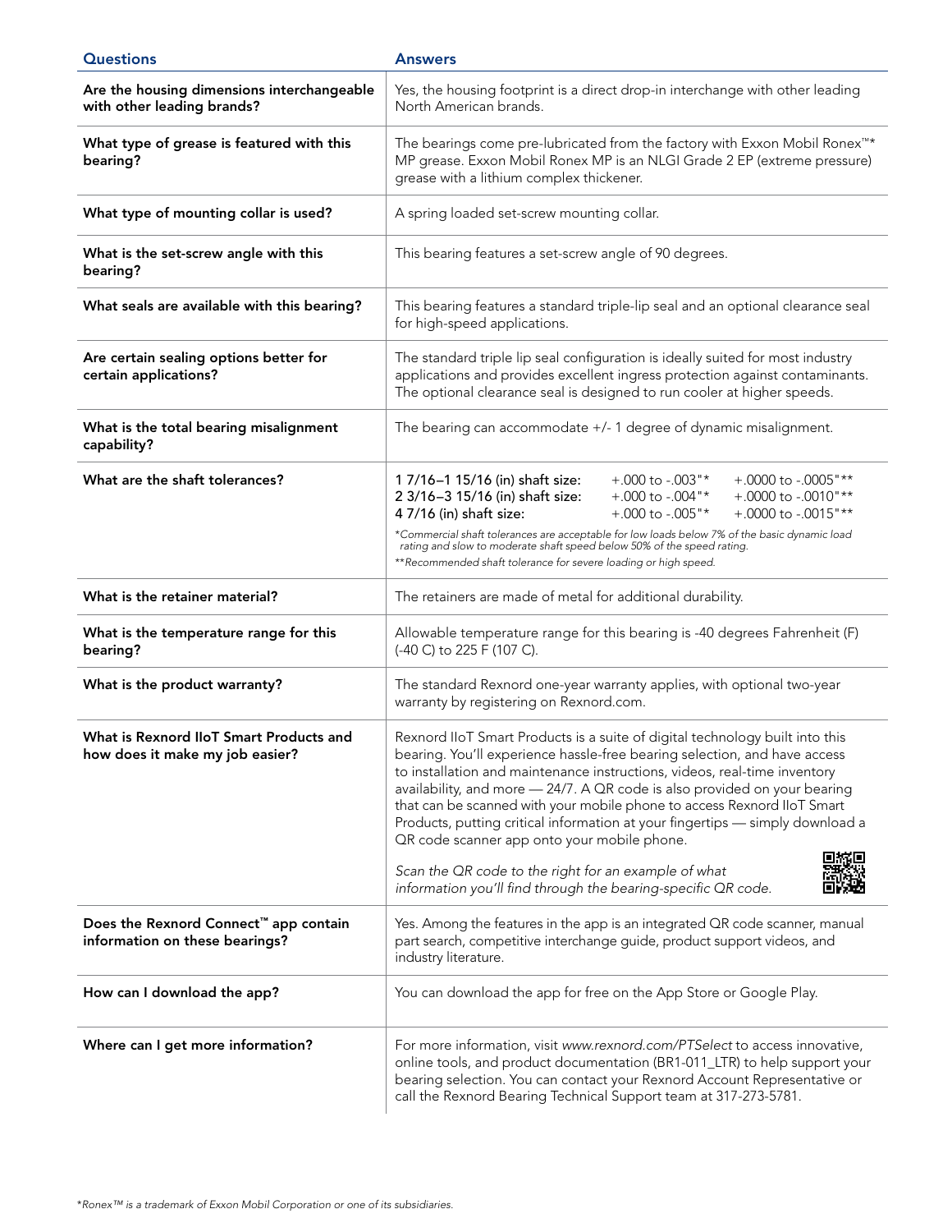| Questions | Answers |
|---|---|
| **Are the housing dimensions interchangeable with other leading brands?** | Yes, the housing footprint is a direct drop-in interchange with other leading North American brands. |
| **What type of grease is featured with this bearing?** | The bearings come pre-lubricated from the factory with Exxon Mobil Ronex™* MP grease. Exxon Mobil Ronex MP is an NLGI Grade 2 EP (extreme pressure) grease with a lithium complex thickener. |
| **What type of mounting collar is used?** | A spring loaded set-screw mounting collar. |
| **What is the set-screw angle with this bearing?** | This bearing features a set-screw angle of 90 degrees. |
| **What seals are available with this bearing?** | This bearing features a standard triple-lip seal and an optional clearance seal for high-speed applications. |
| **Are certain sealing options better for certain applications?** | The standard triple lip seal configuration is ideally suited for most industry applications and provides excellent ingress protection against contaminants. The optional clearance seal is designed to run cooler at higher speeds. |
| **What is the total bearing misalignment capability?** | The bearing can accommodate +/- 1 degree of dynamic misalignment. |
| **What are the shaft tolerances?** | 1 7/16–1 15/16 (in) shaft size: +.000 to -.003"* +.0000 to -.0005"**<br>2 3/16–3 15/16 (in) shaft size: +.000 to -.004"* +.0000 to -.0010"**<br>4 7/16 (in) shaft size: +.000 to -.005"* +.0000 to -.0015"**<br>*\*Commercial shaft tolerances are acceptable for low loads below 7% of the basic dynamic load rating and slow to moderate shaft speed below 50% of the speed rating.*<br>*\*\*Recommended shaft tolerance for severe loading or high speed.* |
| **What is the retainer material?** | The retainers are made of metal for additional durability. |
| **What is the temperature range for this bearing?** | Allowable temperature range for this bearing is -40 degrees Fahrenheit (F) (-40 C) to 225 F (107 C). |
| **What is the product warranty?** | The standard Rexnord one-year warranty applies, with optional two-year warranty by registering on Rexnord.com. |
| **What is Rexnord IIoT Smart Products and how does it make my job easier?** | Rexnord IIoT Smart Products is a suite of digital technology built into this bearing. You'll experience hassle-free bearing selection, and have access to installation and maintenance instructions, videos, real-time inventory availability, and more — 24/7. A QR code is also provided on your bearing that can be scanned with your mobile phone to access Rexnord IIoT Smart Products, putting critical information at your fingertips — simply download a QR code scanner app onto your mobile phone.<br>*Scan the QR code to the right for an example of what information you'll find through the bearing-specific QR code.* |
| **Does the Rexnord Connect™ app contain information on these bearings?** | Yes. Among the features in the app is an integrated QR code scanner, manual part search, competitive interchange guide, product support videos, and industry literature. |
| **How can I download the app?** | You can download the app for free on the App Store or Google Play. |
| **Where can I get more information?** | For more information, visit *www.rexnord.com/PTSelect* to access innovative, online tools, and product documentation (BR1-011_LTR) to help support your bearing selection. You can contact your Rexnord Account Representative or call the Rexnord Bearing Technical Support team at 317-273-5781. |

*\*Ronex™ is a trademark of Exxon Mobil Corporation or one of its subsidiaries.*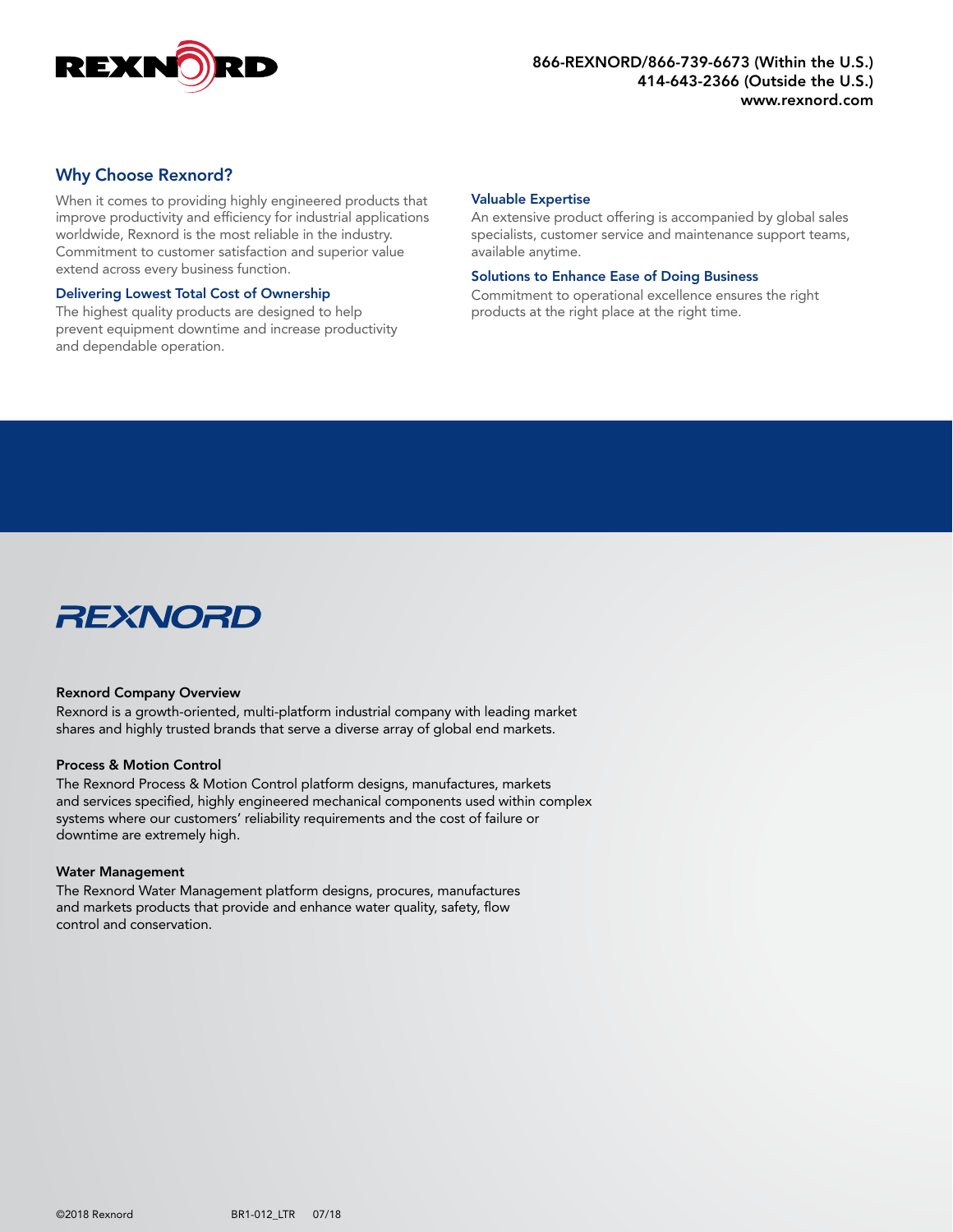REXNORD

866-REXNORD/866-739-6673 (Within the U.S.)
414-643-2366 (Outside the U.S.)
www.rexnord.com

## Why Choose Rexnord?

When it comes to providing highly engineered products that improve productivity and efficiency for industrial applications worldwide, Rexnord is the most reliable in the industry. Commitment to customer satisfaction and superior value extend across every business function.

### Delivering Lowest Total Cost of Ownership

The highest quality products are designed to help prevent equipment downtime and increase productivity and dependable operation.

### Valuable Expertise

An extensive product offering is accompanied by global sales specialists, customer service and maintenance support teams, available anytime.

### Solutions to Enhance Ease of Doing Business

Commitment to operational excellence ensures the right products at the right place at the right time.

REXNORD

**Rexnord Company Overview**

Rexnord is a growth-oriented, multi-platform industrial company with leading market shares and highly trusted brands that serve a diverse array of global end markets.

**Process & Motion Control**

The Rexnord Process & Motion Control platform designs, manufactures, markets and services specified, highly engineered mechanical components used within complex systems where our customers' reliability requirements and the cost of failure or downtime are extremely high.

**Water Management**

The Rexnord Water Management platform designs, procures, manufactures and markets products that provide and enhance water quality, safety, flow control and conservation.

©2018 Rexnord BR1-012_LTR 07/18